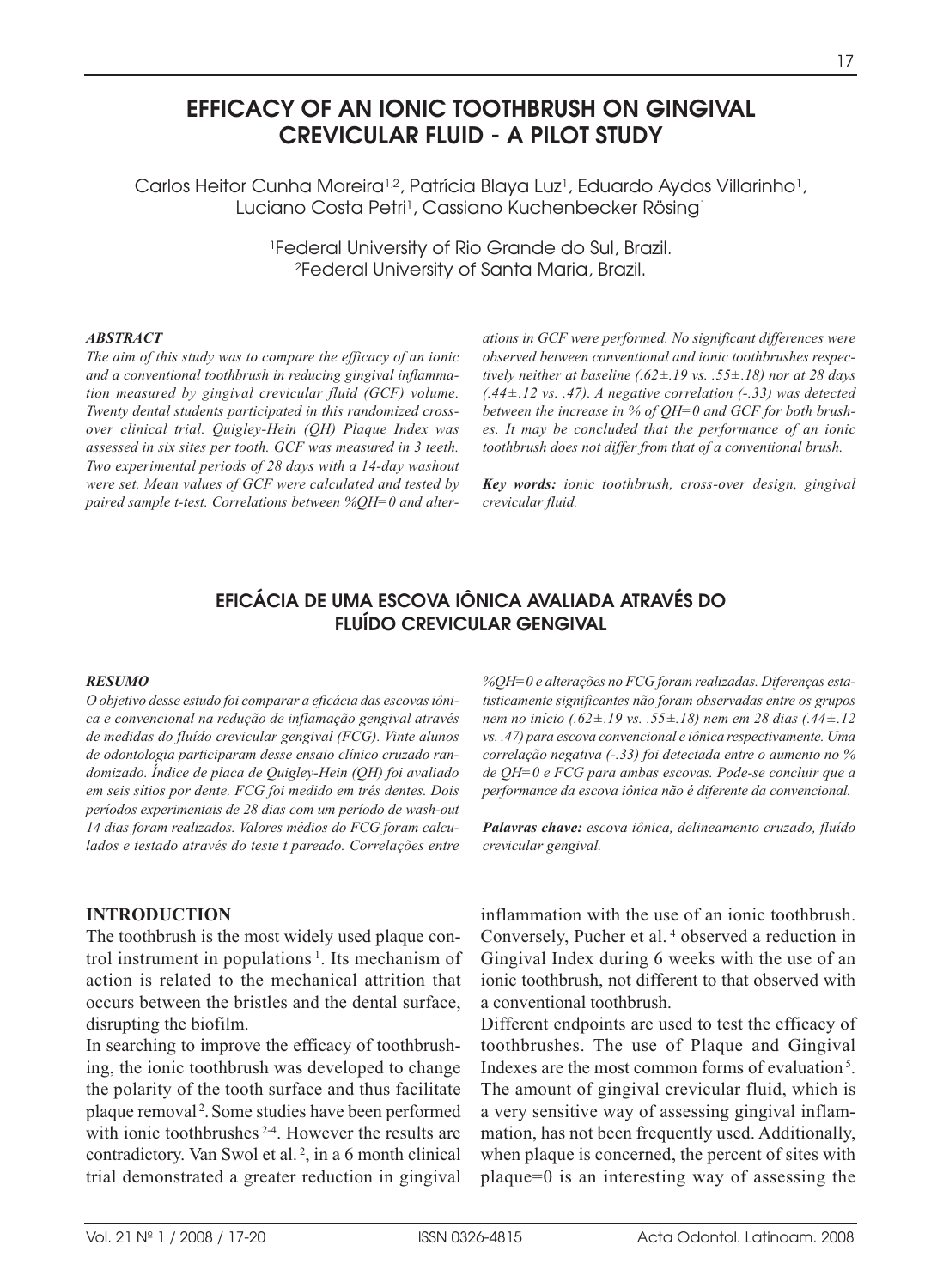# EFFICACY OF AN IONIC TOOTHBRUSH ON GINGIVAL CREVICULAR FLUID - A PILOT STUDY

Carlos Heitor Cunha Moreira[1,2], Patrícia Blaya Luz[1], Eduardo Aydos Villarinho[1], Luciano Costa Petri[1], Cassiano Kuchenbecker Rösing[1]

[1]Federal University of Rio Grande do Sul, Brazil.
[2]Federal University of Santa Maria, Brazil.

***ABSTRACT***

*The aim of this study was to compare the efficacy of an ionic and a conventional toothbrush in reducing gingival inflammation measured by gingival crevicular fluid (GCF) volume. Twenty dental students participated in this randomized cross-over clinical trial. Quigley-Hein (QH) Plaque Index was assessed in six sites per tooth. GCF was measured in 3 teeth. Two experimental periods of 28 days with a 14-day washout were set. Mean values of GCF were calculated and tested by paired sample t-test. Correlations between %QH=0 and alterations in GCF were performed. No significant differences were observed between conventional and ionic toothbrushes respectively neither at baseline (.62±.19 vs. .55±.18) nor at 28 days (.44±.12 vs. .47). A negative correlation (-.33) was detected between the increase in % of QH=0 and GCF for both brushes. It may be concluded that the performance of an ionic toothbrush does not differ from that of a conventional brush.*

***Key words:*** *ionic toothbrush, cross-over design, gingival crevicular fluid.*

## EFICÁCIA DE UMA ESCOVA IÔNICA AVALIADA ATRAVÉS DO FLUÍDO CREVICULAR GENGIVAL

***RESUMO***

*O objetivo desse estudo foi comparar a eficácia das escovas iônica e convencional na redução de inflamação gengival através de medidas do fluído crevicular gengival (FCG). Vinte alunos de odontologia participaram desse ensaio clínico cruzado randomizado. Índice de placa de Quigley-Hein (QH) foi avaliado em seis sítios por dente. FCG foi medido em três dentes. Dois períodos experimentais de 28 dias com um período de wash-out 14 dias foram realizados. Valores médios do FCG foram calculados e testado através do teste t pareado. Correlações entre %QH=0 e alterações no FCG foram realizadas. Diferenças estatisticamente significantes não foram observadas entre os grupos nem no início (.62±.19 vs. .55±.18) nem em 28 dias (.44±.12 vs. .47) para escova convencional e iônica respectivamente. Uma correlação negativa (-.33) foi detectada entre o aumento no % de QH=0 e FCG para ambas escovas. Pode-se concluir que a performance da escova iônica não é diferente da convencional.*

***Palavras chave:*** *escova iônica, delineamento cruzado, fluído crevicular gengival.*

## INTRODUCTION

The toothbrush is the most widely used plaque control instrument in populations [1]. Its mechanism of action is related to the mechanical attrition that occurs between the bristles and the dental surface, disrupting the biofilm.

In searching to improve the efficacy of toothbrushing, the ionic toothbrush was developed to change the polarity of the tooth surface and thus facilitate plaque removal [2]. Some studies have been performed with ionic toothbrushes [2-4]. However the results are contradictory. Van Swol et al. [2], in a 6 month clinical trial demonstrated a greater reduction in gingival inflammation with the use of an ionic toothbrush. Conversely, Pucher et al. [4] observed a reduction in Gingival Index during 6 weeks with the use of an ionic toothbrush, not different to that observed with a conventional toothbrush.

Different endpoints are used to test the efficacy of toothbrushes. The use of Plaque and Gingival Indexes are the most common forms of evaluation [5]. The amount of gingival crevicular fluid, which is a very sensitive way of assessing gingival inflammation, has not been frequently used. Additionally, when plaque is concerned, the percent of sites with plaque=0 is an interesting way of assessing the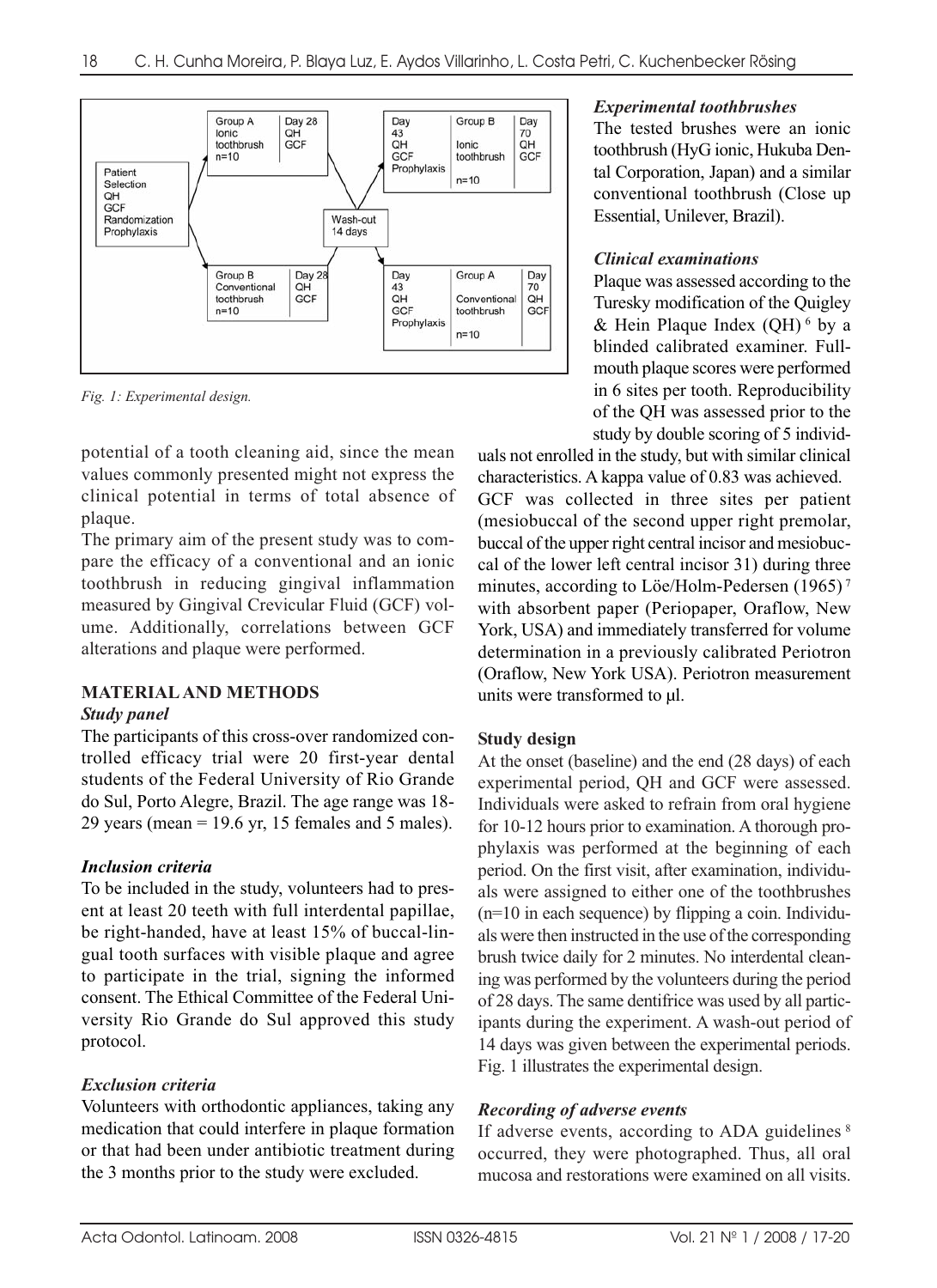Fig. 1: Experimental design.

potential of a tooth cleaning aid, since the mean values commonly presented might not express the clinical potential in terms of total absence of plaque.

The primary aim of the present study was to compare the efficacy of a conventional and an ionic toothbrush in reducing gingival inflammation measured by Gingival Crevicular Fluid (GCF) volume. Additionally, correlations between GCF alterations and plaque were performed.

## MATERIAL AND METHODS

### *Study panel*

The participants of this cross-over randomized controlled efficacy trial were 20 first-year dental students of the Federal University of Rio Grande do Sul, Porto Alegre, Brazil. The age range was 18-29 years (mean = 19.6 yr, 15 females and 5 males).

### *Inclusion criteria*

To be included in the study, volunteers had to present at least 20 teeth with full interdental papillae, be right-handed, have at least 15% of buccal-lingual tooth surfaces with visible plaque and agree to participate in the trial, signing the informed consent. The Ethical Committee of the Federal University Rio Grande do Sul approved this study protocol.

### *Exclusion criteria*

Volunteers with orthodontic appliances, taking any medication that could interfere in plaque formation or that had been under antibiotic treatment during the 3 months prior to the study were excluded.

### *Experimental toothbrushes*

The tested brushes were an ionic toothbrush (HyG ionic, Hukuba Dental Corporation, Japan) and a similar conventional toothbrush (Close up Essential, Unilever, Brazil).

### *Clinical examinations*

Plaque was assessed according to the Turesky modification of the Quigley & Hein Plaque Index (QH) [6] by a blinded calibrated examiner. Full-mouth plaque scores were performed in 6 sites per tooth. Reproducibility of the QH was assessed prior to the study by double scoring of 5 individuals not enrolled in the study, but with similar clinical characteristics. A kappa value of 0.83 was achieved.

GCF was collected in three sites per patient (mesiobuccal of the second upper right premolar, buccal of the upper right central incisor and mesiobuccal of the lower left central incisor 31) during three minutes, according to Löe/Holm-Pedersen (1965) [7] with absorbent paper (Periopaper, Oraflow, New York, USA) and immediately transferred for volume determination in a previously calibrated Periotron (Oraflow, New York USA). Periotron measurement units were transformed to µl.

### **Study design**

At the onset (baseline) and the end (28 days) of each experimental period, QH and GCF were assessed. Individuals were asked to refrain from oral hygiene for 10-12 hours prior to examination. A thorough prophylaxis was performed at the beginning of each period. On the first visit, after examination, individuals were assigned to either one of the toothbrushes (n=10 in each sequence) by flipping a coin. Individuals were then instructed in the use of the corresponding brush twice daily for 2 minutes. No interdental cleaning was performed by the volunteers during the period of 28 days. The same dentifrice was used by all participants during the experiment. A wash-out period of 14 days was given between the experimental periods. Fig. 1 illustrates the experimental design.

### *Recording of adverse events*

If adverse events, according to ADA guidelines [8] occurred, they were photographed. Thus, all oral mucosa and restorations were examined on all visits.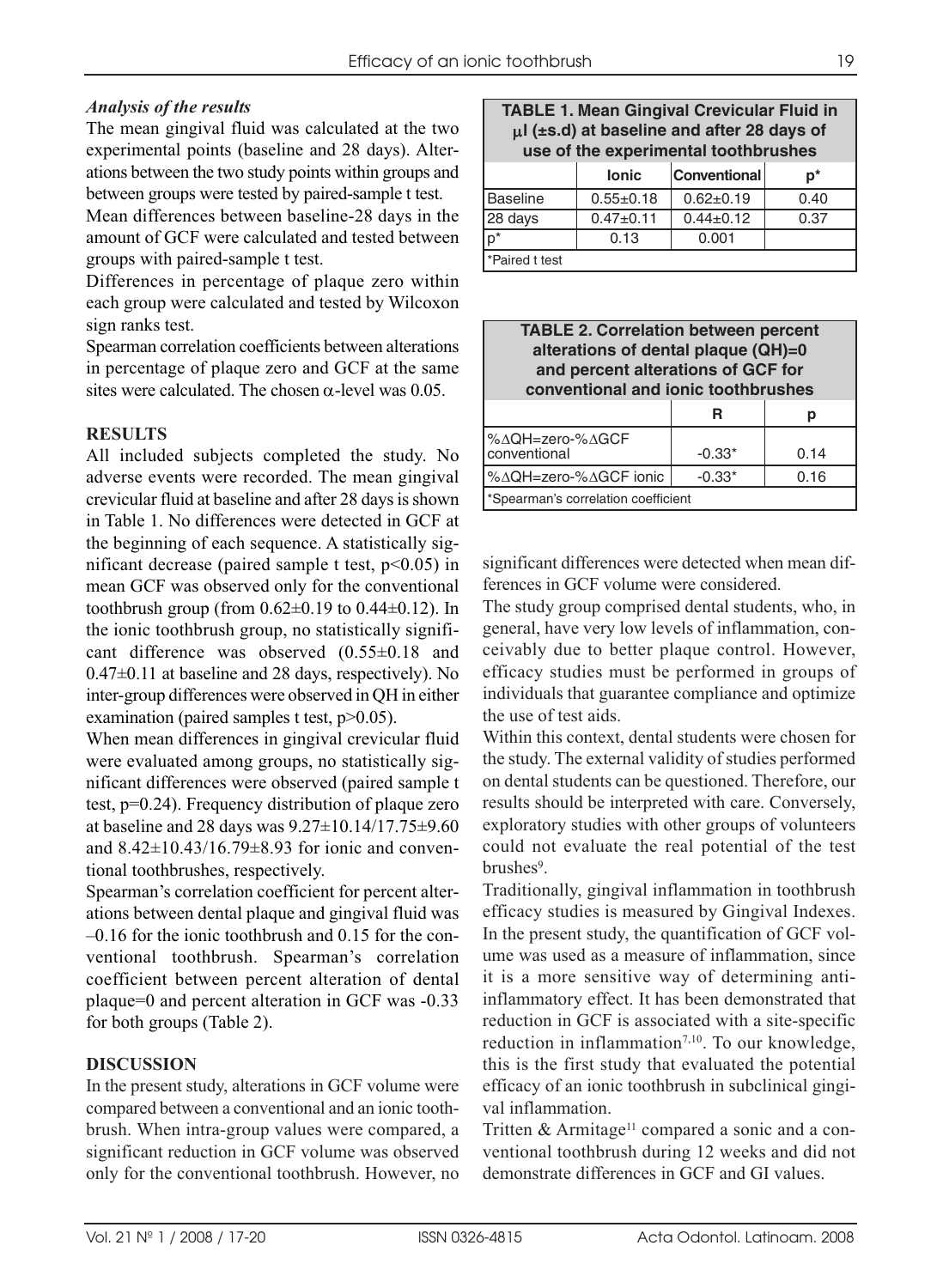### *Analysis of the results*

The mean gingival fluid was calculated at the two experimental points (baseline and 28 days). Alterations between the two study points within groups and between groups were tested by paired-sample t test.

Mean differences between baseline-28 days in the amount of GCF were calculated and tested between groups with paired-sample t test.

Differences in percentage of plaque zero within each group were calculated and tested by Wilcoxon sign ranks test.

Spearman correlation coefficients between alterations in percentage of plaque zero and GCF at the same sites were calculated. The chosen $\alpha$-level was 0.05.

## RESULTS

All included subjects completed the study. No adverse events were recorded. The mean gingival crevicular fluid at baseline and after 28 days is shown in Table 1. No differences were detected in GCF at the beginning of each sequence. A statistically significant decrease (paired sample t test, $p<0.05$) in mean GCF was observed only for the conventional toothbrush group (from $0.62\pm0.19$ to $0.44\pm0.12$). In the ionic toothbrush group, no statistically significant difference was observed ($0.55\pm0.18$ and $0.47\pm0.11$ at baseline and 28 days, respectively). No inter-group differences were observed in QH in either examination (paired samples t test, $p>0.05$).

When mean differences in gingival crevicular fluid were evaluated among groups, no statistically significant differences were observed (paired sample t test, $p=0.24$). Frequency distribution of plaque zero at baseline and 28 days was $9.27\pm10.14/17.75\pm9.60$ and $8.42\pm10.43/16.79\pm8.93$ for ionic and conventional toothbrushes, respectively.

Spearman's correlation coefficient for percent alterations between dental plaque and gingival fluid was –0.16 for the ionic toothbrush and 0.15 for the conventional toothbrush. Spearman's correlation coefficient between percent alteration of dental plaque=0 and percent alteration in GCF was -0.33 for both groups (Table 2).

**TABLE 1. Mean Gingival Crevicular Fluid in μl (±s.d) at baseline and after 28 days of use of the experimental toothbrushes**

| | Ionic | Conventional | p* |
|---|---|---|---|
| Baseline | 0.55±0.18 | 0.62±0.19 | 0.40 |
| 28 days | 0.47±0.11 | 0.44±0.12 | 0.37 |
| p* | 0.13 | 0.001 | |

*Paired t test

**TABLE 2. Correlation between percent alterations of dental plaque (QH)=0 and percent alterations of GCF for conventional and ionic toothbrushes**

| | R | p |
|---|---|---|
| %ΔQH=zero-%ΔGCF conventional | -0.33* | 0.14 |
| %ΔQH=zero-%ΔGCF ionic | -0.33* | 0.16 |

*Spearman's correlation coefficient

## DISCUSSION

In the present study, alterations in GCF volume were compared between a conventional and an ionic toothbrush. When intra-group values were compared, a significant reduction in GCF volume was observed only for the conventional toothbrush. However, no significant differences were detected when mean differences in GCF volume were considered.

The study group comprised dental students, who, in general, have very low levels of inflammation, conceivably due to better plaque control. However, efficacy studies must be performed in groups of individuals that guarantee compliance and optimize the use of test aids.

Within this context, dental students were chosen for the study. The external validity of studies performed on dental students can be questioned. Therefore, our results should be interpreted with care. Conversely, exploratory studies with other groups of volunteers could not evaluate the real potential of the test brushes[9].

Traditionally, gingival inflammation in toothbrush efficacy studies is measured by Gingival Indexes. In the present study, the quantification of GCF volume was used as a measure of inflammation, since it is a more sensitive way of determining anti-inflammatory effect. It has been demonstrated that reduction in GCF is associated with a site-specific reduction in inflammation[7,10]. To our knowledge, this is the first study that evaluated the potential efficacy of an ionic toothbrush in subclinical gingival inflammation.

Tritten & Armitage[11] compared a sonic and a conventional toothbrush during 12 weeks and did not demonstrate differences in GCF and GI values.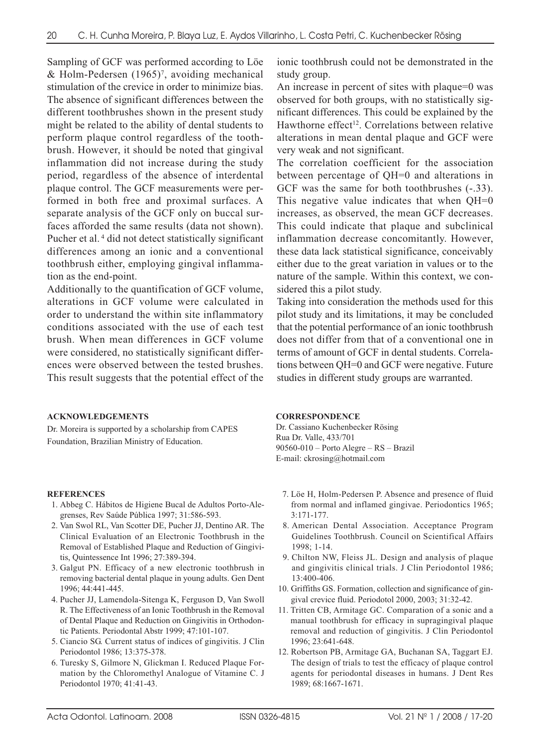Sampling of GCF was performed according to Löe & Holm-Pedersen (1965)[7], avoiding mechanical stimulation of the crevice in order to minimize bias. The absence of significant differences between the different toothbrushes shown in the present study might be related to the ability of dental students to perform plaque control regardless of the toothbrush. However, it should be noted that gingival inflammation did not increase during the study period, regardless of the absence of interdental plaque control. The GCF measurements were performed in both free and proximal surfaces. A separate analysis of the GCF only on buccal surfaces afforded the same results (data not shown). Pucher et al. [4] did not detect statistically significant differences among an ionic and a conventional toothbrush either, employing gingival inflammation as the end-point.

Additionally to the quantification of GCF volume, alterations in GCF volume were calculated in order to understand the within site inflammatory conditions associated with the use of each test brush. When mean differences in GCF volume were considered, no statistically significant differences were observed between the tested brushes. This result suggests that the potential effect of the ionic toothbrush could not be demonstrated in the study group.

An increase in percent of sites with plaque=0 was observed for both groups, with no statistically significant differences. This could be explained by the Hawthorne effect[12]. Correlations between relative alterations in mean dental plaque and GCF were very weak and not significant.

The correlation coefficient for the association between percentage of QH=0 and alterations in GCF was the same for both toothbrushes (-.33). This negative value indicates that when QH=0 increases, as observed, the mean GCF decreases. This could indicate that plaque and subclinical inflammation decrease concomitantly. However, these data lack statistical significance, conceivably either due to the great variation in values or to the nature of the sample. Within this context, we considered this a pilot study.

Taking into consideration the methods used for this pilot study and its limitations, it may be concluded that the potential performance of an ionic toothbrush does not differ from that of a conventional one in terms of amount of GCF in dental students. Correlations between QH=0 and GCF were negative. Future studies in different study groups are warranted.

#### ACKNOWLEDGEMENTS

Dr. Moreira is supported by a scholarship from CAPES Foundation, Brazilian Ministry of Education.

#### CORRESPONDENCE

Dr. Cassiano Kuchenbecker Rösing
Rua Dr. Valle, 433/701
90560-010 – Porto Alegre – RS – Brazil
E-mail: ckrosing@hotmail.com

#### REFERENCES

1. Abbeg C. Hábitos de Higiene Bucal de Adultos Porto-Alegrenses, Rev Saúde Pública 1997; 31:586-593.
2. Van Swol RL, Van Scotter DE, Pucher JJ, Dentino AR. The Clinical Evaluation of an Electronic Toothbrush in the Removal of Established Plaque and Reduction of Gingivitis, Quintessence Int 1996; 27:389-394.
3. Galgut PN. Efficacy of a new electronic toothbrush in removing bacterial dental plaque in young adults. Gen Dent 1996; 44:441-445.
4. Pucher JJ, Lamendola-Sitenga K, Ferguson D, Van Swoll R. The Effectiveness of an Ionic Toothbrush in the Removal of Dental Plaque and Reduction on Gingivitis in Orthodontic Patients. Periodontal Abstr 1999; 47:101-107.
5. Ciancio SG. Current status of indices of gingivitis. J Clin Periodontol 1986; 13:375-378.
6. Turesky S, Gilmore N, Glickman I. Reduced Plaque Formation by the Chloromethyl Analogue of Vitamine C. J Periodontol 1970; 41:41-43.
7. Löe H, Holm-Pedersen P. Absence and presence of fluid from normal and inflamed gingivae. Periodontics 1965; 3:171-177.
8. American Dental Association. Acceptance Program Guidelines Toothbrush. Council on Scientifical Affairs 1998; 1-14.
9. Chilton NW, Fleiss JL. Design and analysis of plaque and gingivitis clinical trials. J Clin Periodontol 1986; 13:400-406.
10. Griffiths GS. Formation, collection and significance of gingival crevice fluid. Periodotol 2000, 2003; 31:32-42.
11. Tritten CB, Armitage GC. Comparation of a sonic and a manual toothbrush for efficacy in supragingival plaque removal and reduction of gingivitis. J Clin Periodontol 1996; 23:641-648.
12. Robertson PB, Armitage GA, Buchanan SA, Taggart EJ. The design of trials to test the efficacy of plaque control agents for periodontal diseases in humans. J Dent Res 1989; 68:1667-1671.